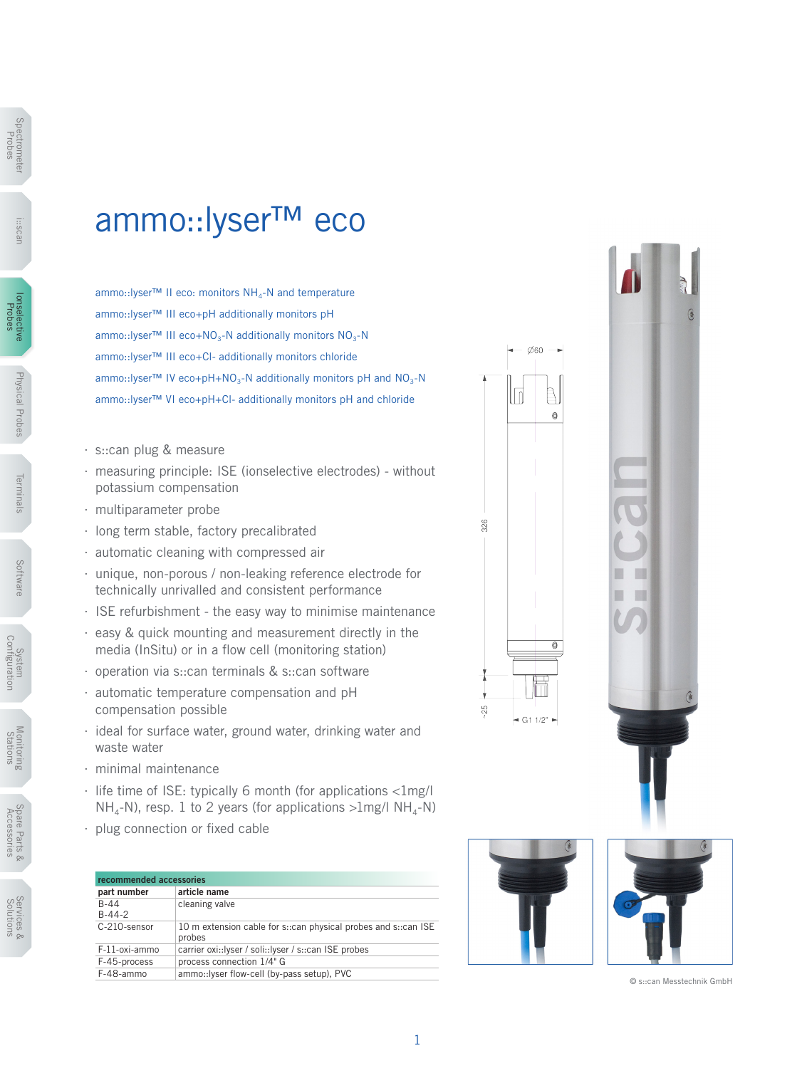# ammo::lyser™ eco

ammo::lyser™ II eco: monitors $NH_4$-N and temperature

ammo::lyser™ III eco+pH additionally monitors pH

ammo::lyser™ III eco+$NO_3$-N additionally monitors $NO_3$-N

ammo::lyser™ III eco+Cl- additionally monitors chloride

ammo::lyser™ IV eco+pH+$NO_3$-N additionally monitors pH and $NO_3$-N

ammo::lyser™ VI eco+pH+Cl- additionally monitors pH and chloride

- s::can plug & measure
- measuring principle: ISE (ionselective electrodes) - without potassium compensation
- multiparameter probe
- long term stable, factory precalibrated
- automatic cleaning with compressed air
- unique, non-porous / non-leaking reference electrode for technically unrivalled and consistent performance
- ISE refurbishment - the easy way to minimise maintenance
- easy & quick mounting and measurement directly in the media (InSitu) or in a flow cell (monitoring station)
- operation via s::can terminals & s::can software
- automatic temperature compensation and pH compensation possible
- ideal for surface water, ground water, drinking water and waste water
- minimal maintenance
- life time of ISE: typically 6 month (for applications <1mg/l $NH_4$-N), resp. 1 to 2 years (for applications >1mg/l $NH_4$-N)
- plug connection or fixed cable

| recommended accessories | |
|---|---|
| **part number** | **article name** |
| B-44<br>B-44-2 | cleaning valve |
| C-210-sensor | 10 m extension cable for s::can physical probes and s::can ISE probes |
| F-11-oxi-ammo | carrier oxi::lyser / soli::lyser / s::can ISE probes |
| F-45-process | process connection 1/4" G |
| F-48-ammo | ammo::lyser flow-cell (by-pass setup), PVC |

Ø60

326

~25

G1 1/2"

© s::can Messtechnik GmbH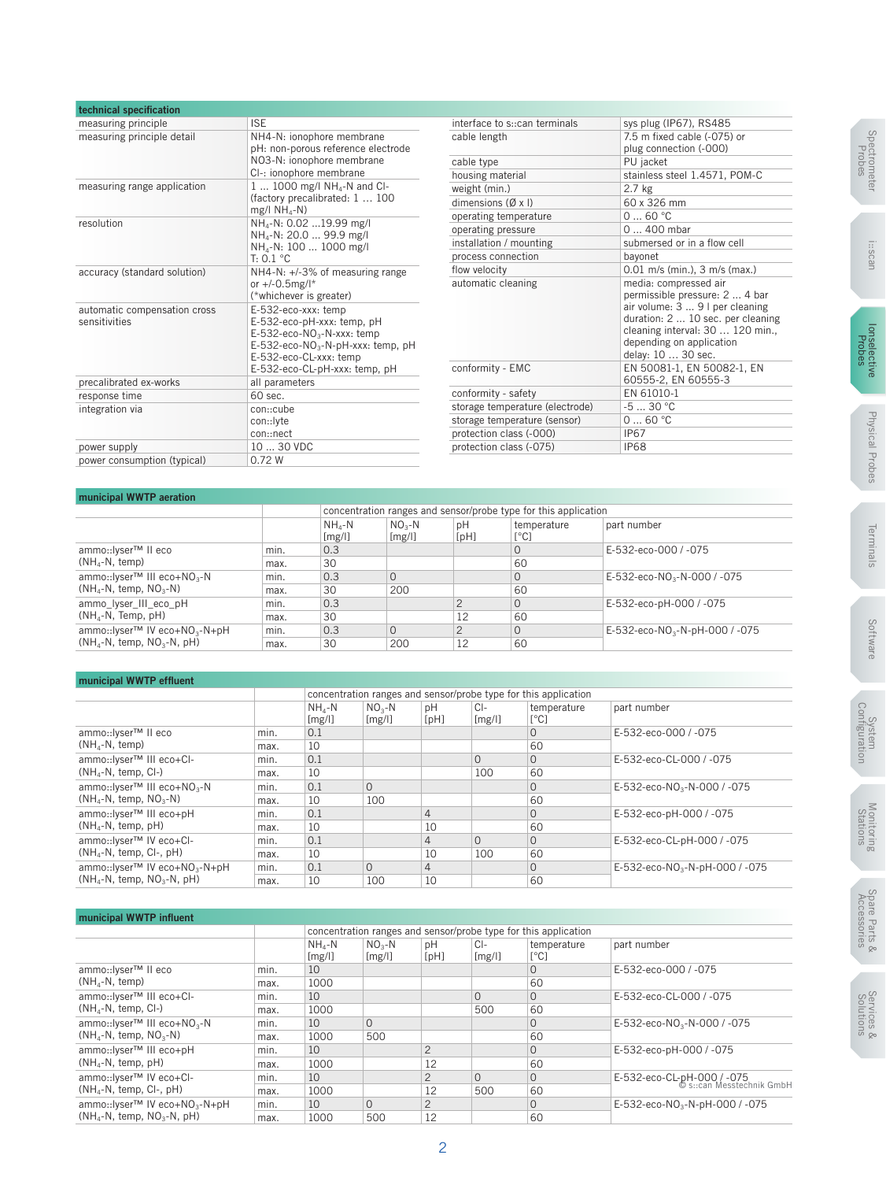## technical specification

| | |
|---|---|
| measuring principle | ISE |
| measuring principle detail | NH4-N: ionophore membrane<br>pH: non-porous reference electrode<br>NO3-N: ionophore membrane<br>Cl-: ionophore membrane |
| measuring range application | 1 ... 1000 mg/l $NH_4$-N and Cl-<br>(factory precalibrated: 1 ... 100 mg/l $NH_4$-N) |
| resolution | $NH_4$-N: 0.02 ...19.99 mg/l<br>$NH_4$-N: 20.0 ... 99.9 mg/l<br>$NH_4$-N: 100 ... 1000 mg/l<br>T: 0.1 °C |
| accuracy (standard solution) | NH4-N: +/-3% of measuring range or +/-0.5mg/l*<br>(*whichever is greater) |
| automatic compensation cross sensitivities | E-532-eco-xxx: temp<br>E-532-eco-pH-xxx: temp, pH<br>E-532-eco-$NO_3$-N-xxx: temp<br>E-532-eco-$NO_3$-N-pH-xxx: temp, pH<br>E-532-eco-CL-xxx: temp<br>E-532-eco-CL-pH-xxx: temp, pH |
| precalibrated ex-works | all parameters |
| response time | 60 sec. |
| integration via | con::cube<br>con::lyte<br>con::nect |
| power supply | 10 ... 30 VDC |
| power consumption (typical) | 0.72 W |
| interface to s::can terminals | sys plug (IP67), RS485 |
| cable length | 7.5 m fixed cable (-075) or plug connection (-000) |
| cable type | PU jacket |
| housing material | stainless steel 1.4571, POM-C |
| weight (min.) | 2.7 kg |
| dimensions (Ø x l) | 60 x 326 mm |
| operating temperature | 0 ... 60 °C |
| operating pressure | 0 ... 400 mbar |
| installation / mounting | submersed or in a flow cell |
| process connection | bayonet |
| flow velocity | 0.01 m/s (min.), 3 m/s (max.) |
| automatic cleaning | media: compressed air<br>permissible pressure: 2 ... 4 bar<br>air volume: 3 ... 9 l per cleaning<br>duration: 2 ... 10 sec. per cleaning<br>cleaning interval: 30 ... 120 min., depending on application<br>delay: 10 ... 30 sec. |
| conformity - EMC | EN 50081-1, EN 50082-1, EN 60555-2, EN 60555-3 |
| conformity - safety | EN 61010-1 |
| storage temperature (electrode) | -5 ... 30 °C |
| storage temperature (sensor) | 0 ... 60 °C |
| protection class (-000) | IP67 |
| protection class (-075) | IP68 |

## municipal WWTP aeration

| | | concentration ranges and sensor/probe type for this application | | | | |
|---|---|---|---|---|---|---|
| | | $NH_4$-N [mg/l] | $NO_3$-N [mg/l] | pH [pH] | temperature [°C] | part number |
| ammo::lyser™ II eco ($NH_4$-N, temp) | min. | 0.3 | | | 0 | E-532-eco-000 / -075 |
| | max. | 30 | | | 60 | |
| ammo::lyser™ III eco+$NO_3$-N ($NH_4$-N, temp, $NO_3$-N) | min. | 0.3 | 0 | | 0 | E-532-eco-$NO_3$-N-000 / -075 |
| | max. | 30 | 200 | | 60 | |
| ammo_lyser_III_eco_pH ($NH_4$-N, Temp, pH) | min. | 0.3 | | 2 | 0 | E-532-eco-pH-000 / -075 |
| | max. | 30 | | 12 | 60 | |
| ammo::lyser™ IV eco+$NO_3$-N+pH ($NH_4$-N, temp, $NO_3$-N, pH) | min. | 0.3 | 0 | 2 | 0 | E-532-eco-$NO_3$-N-pH-000 / -075 |
| | max. | 30 | 200 | 12 | 60 | |

## municipal WWTP effluent

| | | concentration ranges and sensor/probe type for this application | | | | | |
|---|---|---|---|---|---|---|---|
| | | $NH_4$-N [mg/l] | $NO_3$-N [mg/l] | pH [pH] | Cl- [mg/l] | temperature [°C] | part number |
| ammo::lyser™ II eco ($NH_4$-N, temp) | min. | 0.1 | | | | 0 | E-532-eco-000 / -075 |
| | max. | 10 | | | | 60 | |
| ammo::lyser™ III eco+Cl- ($NH_4$-N, temp, Cl-) | min. | 0.1 | | | 0 | 0 | E-532-eco-CL-000 / -075 |
| | max. | 10 | | | 100 | 60 | |
| ammo::lyser™ III eco+$NO_3$-N ($NH_4$-N, temp, $NO_3$-N) | min. | 0.1 | 0 | | | 0 | E-532-eco-$NO_3$-N-000 / -075 |
| | max. | 10 | 100 | | | 60 | |
| ammo::lyser™ III eco+pH ($NH_4$-N, temp, pH) | min. | 0.1 | | 4 | | 0 | E-532-eco-pH-000 / -075 |
| | max. | 10 | | 10 | | 60 | |
| ammo::lyser™ IV eco+Cl- ($NH_4$-N, temp, Cl-, pH) | min. | 0.1 | | 4 | 0 | 0 | E-532-eco-CL-pH-000 / -075 |
| | max. | 10 | | 10 | 100 | 60 | |
| ammo::lyser™ IV eco+$NO_3$-N+pH ($NH_4$-N, temp, $NO_3$-N, pH) | min. | 0.1 | 0 | 4 | | 0 | E-532-eco-$NO_3$-N-pH-000 / -075 |
| | max. | 10 | 100 | 10 | | 60 | |

## municipal WWTP influent

| | | concentration ranges and sensor/probe type for this application | | | | | |
|---|---|---|---|---|---|---|---|
| | | $NH_4$-N [mg/l] | $NO_3$-N [mg/l] | pH [pH] | Cl- [mg/l] | temperature [°C] | part number |
| ammo::lyser™ II eco ($NH_4$-N, temp) | min. | 10 | | | | 0 | E-532-eco-000 / -075 |
| | max. | 1000 | | | | 60 | |
| ammo::lyser™ III eco+Cl- ($NH_4$-N, temp, Cl-) | min. | 10 | | | 0 | 0 | E-532-eco-CL-000 / -075 |
| | max. | 1000 | | | 500 | 60 | |
| ammo::lyser™ III eco+$NO_3$-N ($NH_4$-N, temp, $NO_3$-N) | min. | 10 | 0 | | | 0 | E-532-eco-$NO_3$-N-000 / -075 |
| | max. | 1000 | 500 | | | 60 | |
| ammo::lyser™ III eco+pH ($NH_4$-N, temp, pH) | min. | 10 | | 2 | | 0 | E-532-eco-pH-000 / -075 |
| | max. | 1000 | | 12 | | 60 | |
| ammo::lyser™ IV eco+Cl- ($NH_4$-N, temp, Cl-, pH) | min. | 10 | | 2 | 0 | 0 | E-532-eco-CL-pH-000 / -075 |
| | max. | 1000 | | 12 | 500 | 60 | |
| ammo::lyser™ IV eco+$NO_3$-N+pH ($NH_4$-N, temp, $NO_3$-N, pH) | min. | 10 | 0 | 2 | | 0 | E-532-eco-$NO_3$-N-pH-000 / -075 |
| | max. | 1000 | 500 | 12 | | 60 | |

© s::can Messtechnik GmbH